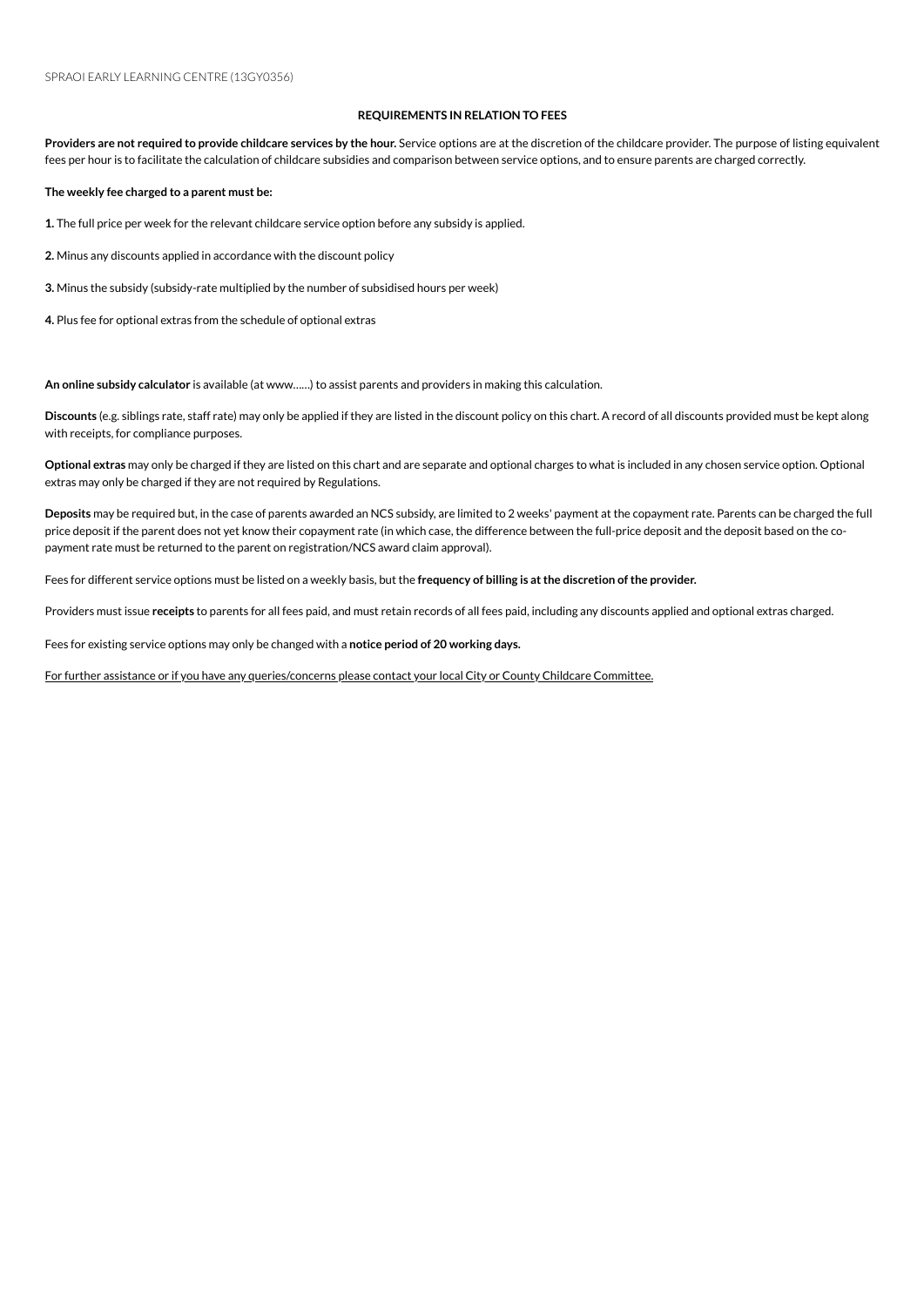SPRAOI EARLY LEARNING CENTRE (13GY0356)

## REQUIREMENTS IN RELATION TO FEES

**Providers are not required to provide childcare services by the hour.** Service options are at the discretion of the childcare provider. The purpose of listing equivalent fees per hour is to facilitate the calculation of childcare subsidies and comparison between service options, and to ensure parents are charged correctly.

**The weekly fee charged to a parent must be:**

**1.** The full price per week for the relevant childcare service option before any subsidy is applied.

**2.** Minus any discounts applied in accordance with the discount policy

**3.** Minus the subsidy (subsidy-rate multiplied by the number of subsidised hours per week)

**4.** Plus fee for optional extras from the schedule of optional extras

**An online subsidy calculator** is available (at www......) to assist parents and providers in making this calculation.

**Discounts** (e.g. siblings rate, staff rate) may only be applied if they are listed in the discount policy on this chart. A record of all discounts provided must be kept along with receipts, for compliance purposes.

**Optional extras** may only be charged if they are listed on this chart and are separate and optional charges to what is included in any chosen service option. Optional extras may only be charged if they are not required by Regulations.

**Deposits** may be required but, in the case of parents awarded an NCS subsidy, are limited to 2 weeks' payment at the copayment rate. Parents can be charged the full price deposit if the parent does not yet know their copayment rate (in which case, the difference between the full-price deposit and the deposit based on the co-payment rate must be returned to the parent on registration/NCS award claim approval).

Fees for different service options must be listed on a weekly basis, but the **frequency of billing is at the discretion of the provider.**

Providers must issue **receipts** to parents for all fees paid, and must retain records of all fees paid, including any discounts applied and optional extras charged.

Fees for existing service options may only be changed with a **notice period of 20 working days.**

For further assistance or if you have any queries/concerns please contact your local City or County Childcare Committee.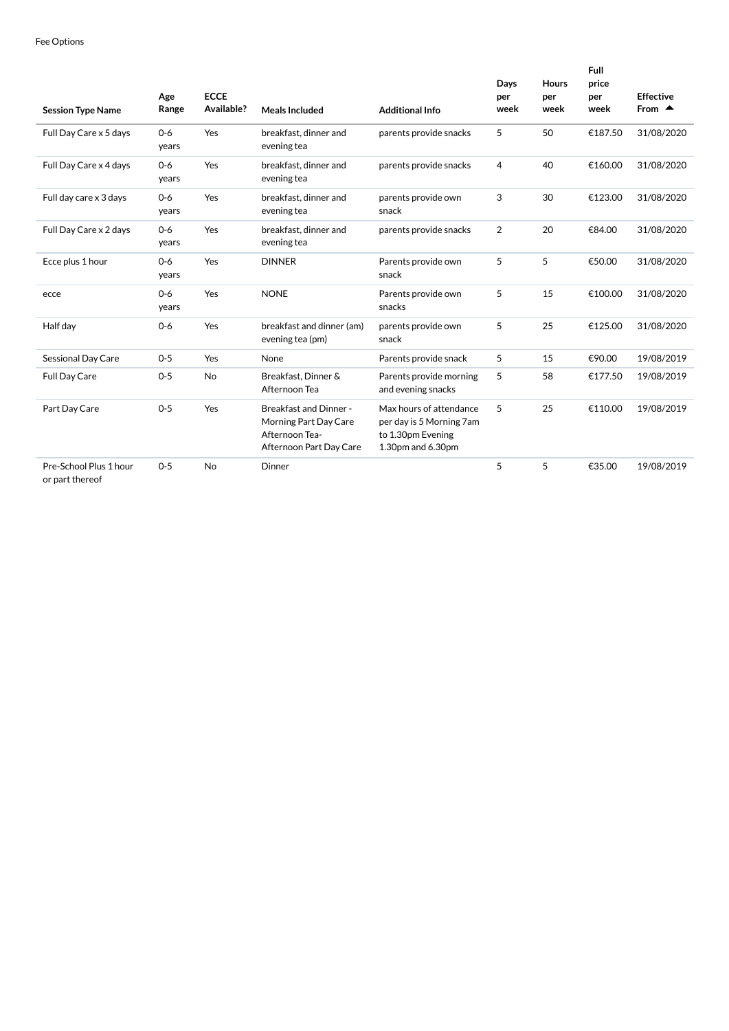Fee Options

| Session Type Name | Age Range | ECCE Available? | Meals Included | Additional Info | Days per week | Hours per week | Full price per week | Effective From ▲ |
|---|---|---|---|---|---|---|---|---|
| Full Day Care x 5 days | 0-6 years | Yes | breakfast, dinner and evening tea | parents provide snacks | 5 | 50 | €187.50 | 31/08/2020 |
| Full Day Care x 4 days | 0-6 years | Yes | breakfast, dinner and evening tea | parents provide snacks | 4 | 40 | €160.00 | 31/08/2020 |
| Full day care x 3 days | 0-6 years | Yes | breakfast, dinner and evening tea | parents provide own snack | 3 | 30 | €123.00 | 31/08/2020 |
| Full Day Care x 2 days | 0-6 years | Yes | breakfast, dinner and evening tea | parents provide snacks | 2 | 20 | €84.00 | 31/08/2020 |
| Ecce plus 1 hour | 0-6 years | Yes | DINNER | Parents provide own snack | 5 | 5 | €50.00 | 31/08/2020 |
| ecce | 0-6 years | Yes | NONE | Parents provide own snacks | 5 | 15 | €100.00 | 31/08/2020 |
| Half day | 0-6 | Yes | breakfast and dinner (am) evening tea (pm) | parents provide own snack | 5 | 25 | €125.00 | 31/08/2020 |
| Sessional Day Care | 0-5 | Yes | None | Parents provide snack | 5 | 15 | €90.00 | 19/08/2019 |
| Full Day Care | 0-5 | No | Breakfast, Dinner & Afternoon Tea | Parents provide morning and evening snacks | 5 | 58 | €177.50 | 19/08/2019 |
| Part Day Care | 0-5 | Yes | Breakfast and Dinner - Morning Part Day Care Afternoon Tea- Afternoon Part Day Care | Max hours of attendance per day is 5 Morning 7am to 1.30pm Evening 1.30pm and 6.30pm | 5 | 25 | €110.00 | 19/08/2019 |
| Pre-School Plus 1 hour or part thereof | 0-5 | No | Dinner | | 5 | 5 | €35.00 | 19/08/2019 |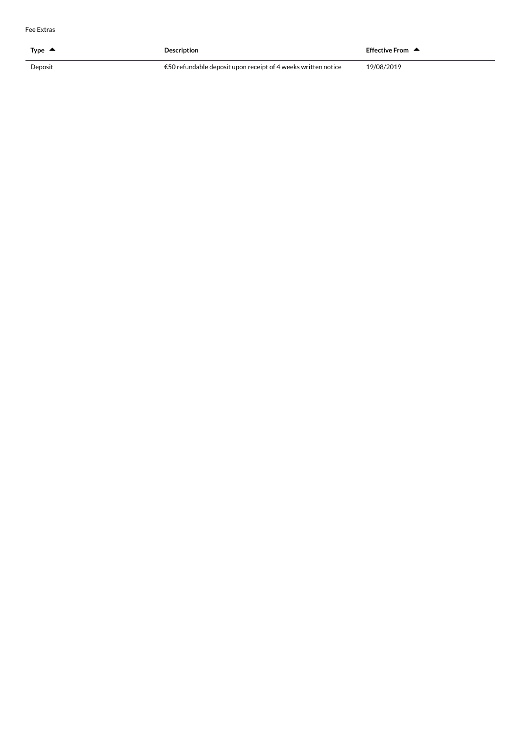Fee Extras

| Type ▲ | Description | Effective From ▲ |
|---|---|---|
| Deposit | €50 refundable deposit upon receipt of 4 weeks written notice | 19/08/2019 |